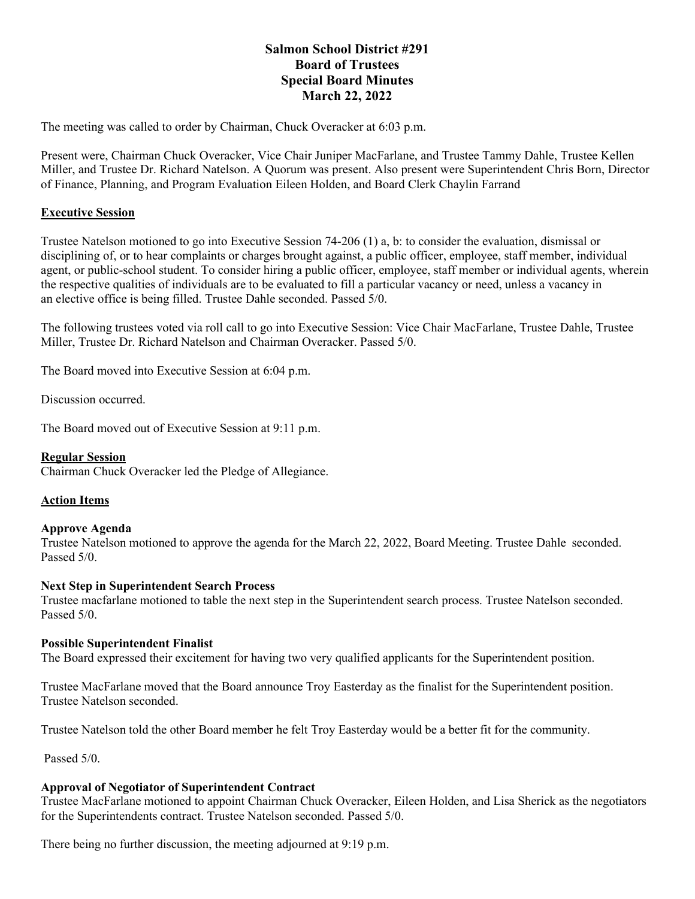# Salmon School District #291
## Board of Trustees
## Special Board Minutes
## March 22, 2022

The meeting was called to order by Chairman, Chuck Overacker at 6:03 p.m.

Present were, Chairman Chuck Overacker, Vice Chair Juniper MacFarlane, and Trustee Tammy Dahle, Trustee Kellen Miller, and Trustee Dr. Richard Natelson. A Quorum was present. Also present were Superintendent Chris Born, Director of Finance, Planning, and Program Evaluation Eileen Holden, and Board Clerk Chaylin Farrand

**Executive Session**

Trustee Natelson motioned to go into Executive Session 74-206 (1) a, b: to consider the evaluation, dismissal or disciplining of, or to hear complaints or charges brought against, a public officer, employee, staff member, individual agent, or public-school student. To consider hiring a public officer, employee, staff member or individual agents, wherein the respective qualities of individuals are to be evaluated to fill a particular vacancy or need, unless a vacancy in an elective office is being filled. Trustee Dahle seconded. Passed 5/0.

The following trustees voted via roll call to go into Executive Session: Vice Chair MacFarlane, Trustee Dahle, Trustee Miller, Trustee Dr. Richard Natelson and Chairman Overacker. Passed 5/0.

The Board moved into Executive Session at 6:04 p.m.

Discussion occurred.

The Board moved out of Executive Session at 9:11 p.m.

**Regular Session**
Chairman Chuck Overacker led the Pledge of Allegiance.

**Action Items**

**Approve Agenda**
Trustee Natelson motioned to approve the agenda for the March 22, 2022, Board Meeting. Trustee Dahle seconded. Passed 5/0.

**Next Step in Superintendent Search Process**
Trustee macfarlane motioned to table the next step in the Superintendent search process. Trustee Natelson seconded. Passed 5/0.

**Possible Superintendent Finalist**
The Board expressed their excitement for having two very qualified applicants for the Superintendent position.

Trustee MacFarlane moved that the Board announce Troy Easterday as the finalist for the Superintendent position. Trustee Natelson seconded.

Trustee Natelson told the other Board member he felt Troy Easterday would be a better fit for the community.

Passed 5/0.

**Approval of Negotiator of Superintendent Contract**
Trustee MacFarlane motioned to appoint Chairman Chuck Overacker, Eileen Holden, and Lisa Sherick as the negotiators for the Superintendents contract. Trustee Natelson seconded. Passed 5/0.

There being no further discussion, the meeting adjourned at 9:19 p.m.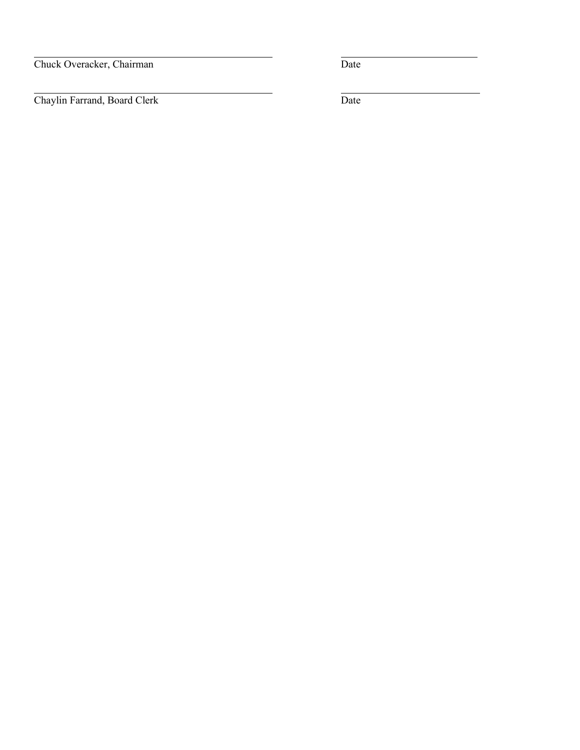\_\_\_\_\_\_\_\_\_\_\_\_\_\_\_\_\_\_\_\_\_\_\_\_\_\_\_\_\_\_\_\_\_\_\_\_\_\_\_\_ \_\_\_\_\_\_\_\_\_\_\_\_\_\_\_\_\_\_\_\_\_\_\_

Chuck Overacker, Chairman Date

\_\_\_\_\_\_\_\_\_\_\_\_\_\_\_\_\_\_\_\_\_\_\_\_\_\_\_\_\_\_\_\_\_\_\_\_\_\_\_\_ \_\_\_\_\_\_\_\_\_\_\_\_\_\_\_\_\_\_\_\_\_\_\_

Chaylin Farrand, Board Clerk Date